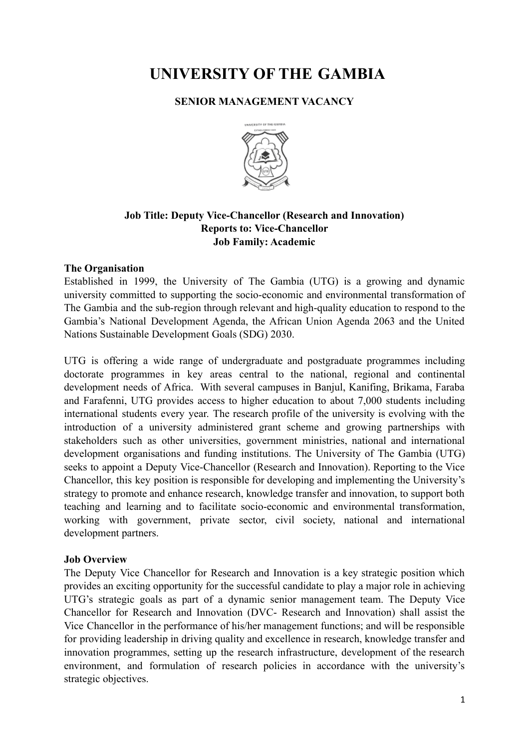# UNIVERSITY OF THE GAMBIA

**SENIOR MANAGEMENT VACANCY**

**Job Title: Deputy Vice-Chancellor (Research and Innovation)**
**Reports to: Vice-Chancellor**
**Job Family: Academic**

**The Organisation**

Established in 1999, the University of The Gambia (UTG) is a growing and dynamic university committed to supporting the socio-economic and environmental transformation of The Gambia and the sub-region through relevant and high-quality education to respond to the Gambia's National Development Agenda, the African Union Agenda 2063 and the United Nations Sustainable Development Goals (SDG) 2030.

UTG is offering a wide range of undergraduate and postgraduate programmes including doctorate programmes in key areas central to the national, regional and continental development needs of Africa. With several campuses in Banjul, Kanifing, Brikama, Faraba and Farafenni, UTG provides access to higher education to about 7,000 students including international students every year. The research profile of the university is evolving with the introduction of a university administered grant scheme and growing partnerships with stakeholders such as other universities, government ministries, national and international development organisations and funding institutions. The University of The Gambia (UTG) seeks to appoint a Deputy Vice-Chancellor (Research and Innovation). Reporting to the Vice Chancellor, this key position is responsible for developing and implementing the University's strategy to promote and enhance research, knowledge transfer and innovation, to support both teaching and learning and to facilitate socio-economic and environmental transformation, working with government, private sector, civil society, national and international development partners.

**Job Overview**

The Deputy Vice Chancellor for Research and Innovation is a key strategic position which provides an exciting opportunity for the successful candidate to play a major role in achieving UTG's strategic goals as part of a dynamic senior management team. The Deputy Vice Chancellor for Research and Innovation (DVC- Research and Innovation) shall assist the Vice Chancellor in the performance of his/her management functions; and will be responsible for providing leadership in driving quality and excellence in research, knowledge transfer and innovation programmes, setting up the research infrastructure, development of the research environment, and formulation of research policies in accordance with the university's strategic objectives.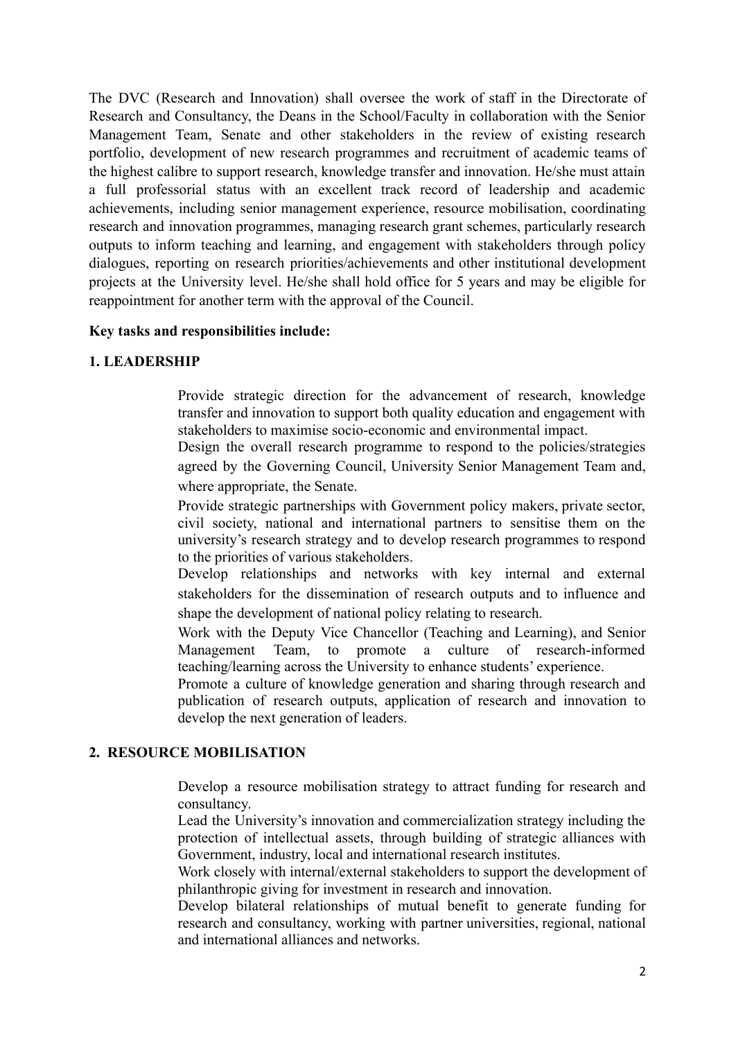The DVC (Research and Innovation) shall oversee the work of staff in the Directorate of Research and Consultancy, the Deans in the School/Faculty in collaboration with the Senior Management Team, Senate and other stakeholders in the review of existing research portfolio, development of new research programmes and recruitment of academic teams of the highest calibre to support research, knowledge transfer and innovation. He/she must attain a full professorial status with an excellent track record of leadership and academic achievements, including senior management experience, resource mobilisation, coordinating research and innovation programmes, managing research grant schemes, particularly research outputs to inform teaching and learning, and engagement with stakeholders through policy dialogues, reporting on research priorities/achievements and other institutional development projects at the University level. He/she shall hold office for 5 years and may be eligible for reappointment for another term with the approval of the Council.

**Key tasks and responsibilities include:**

**1. LEADERSHIP**

- Provide strategic direction for the advancement of research, knowledge transfer and innovation to support both quality education and engagement with stakeholders to maximise socio-economic and environmental impact.
- Design the overall research programme to respond to the policies/strategies agreed by the Governing Council, University Senior Management Team and, where appropriate, the Senate.
- Provide strategic partnerships with Government policy makers, private sector, civil society, national and international partners to sensitise them on the university's research strategy and to develop research programmes to respond to the priorities of various stakeholders.
- Develop relationships and networks with key internal and external stakeholders for the dissemination of research outputs and to influence and shape the development of national policy relating to research.
- Work with the Deputy Vice Chancellor (Teaching and Learning), and Senior Management Team, to promote a culture of research-informed teaching/learning across the University to enhance students' experience.
- Promote a culture of knowledge generation and sharing through research and publication of research outputs, application of research and innovation to develop the next generation of leaders.

**2. RESOURCE MOBILISATION**

- Develop a resource mobilisation strategy to attract funding for research and consultancy.
- Lead the University's innovation and commercialization strategy including the protection of intellectual assets, through building of strategic alliances with Government, industry, local and international research institutes.
- Work closely with internal/external stakeholders to support the development of philanthropic giving for investment in research and innovation.
- Develop bilateral relationships of mutual benefit to generate funding for research and consultancy, working with partner universities, regional, national and international alliances and networks.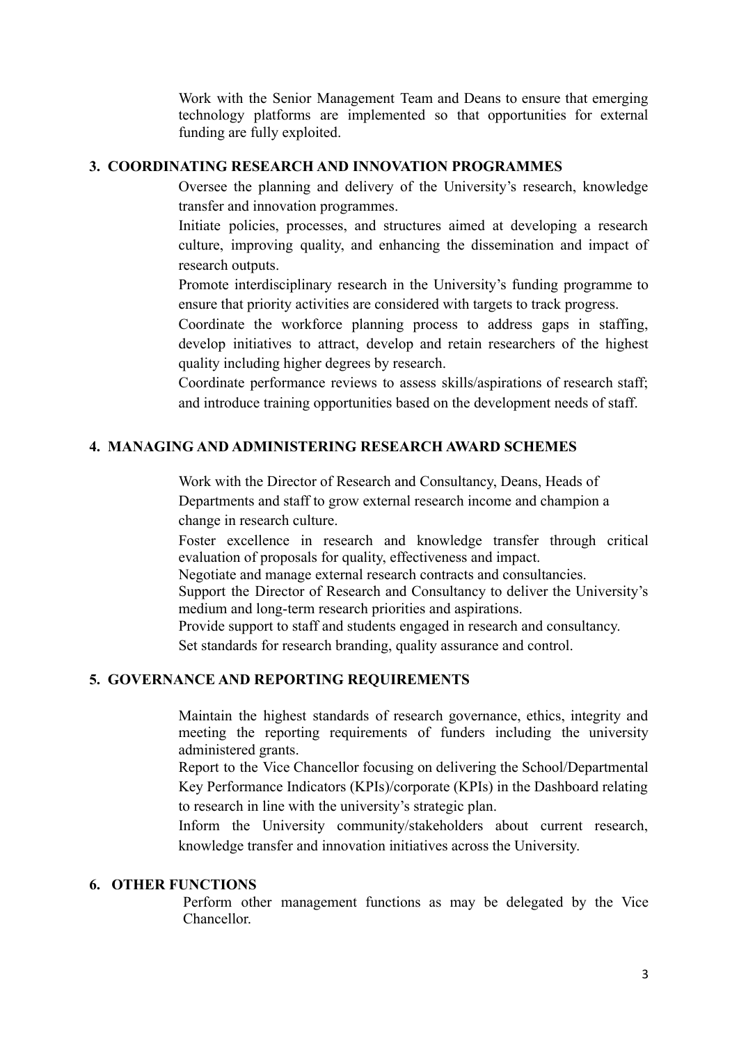Work with the Senior Management Team and Deans to ensure that emerging technology platforms are implemented so that opportunities for external funding are fully exploited.

## 3. COORDINATING RESEARCH AND INNOVATION PROGRAMMES

Oversee the planning and delivery of the University's research, knowledge transfer and innovation programmes.

Initiate policies, processes, and structures aimed at developing a research culture, improving quality, and enhancing the dissemination and impact of research outputs.

Promote interdisciplinary research in the University's funding programme to ensure that priority activities are considered with targets to track progress.

Coordinate the workforce planning process to address gaps in staffing, develop initiatives to attract, develop and retain researchers of the highest quality including higher degrees by research.

Coordinate performance reviews to assess skills/aspirations of research staff; and introduce training opportunities based on the development needs of staff.

## 4. MANAGING AND ADMINISTERING RESEARCH AWARD SCHEMES

Work with the Director of Research and Consultancy, Deans, Heads of Departments and staff to grow external research income and champion a change in research culture.

Foster excellence in research and knowledge transfer through critical evaluation of proposals for quality, effectiveness and impact.

Negotiate and manage external research contracts and consultancies.

Support the Director of Research and Consultancy to deliver the University's medium and long-term research priorities and aspirations.

Provide support to staff and students engaged in research and consultancy.

Set standards for research branding, quality assurance and control.

## 5. GOVERNANCE AND REPORTING REQUIREMENTS

Maintain the highest standards of research governance, ethics, integrity and meeting the reporting requirements of funders including the university administered grants.

Report to the Vice Chancellor focusing on delivering the School/Departmental Key Performance Indicators (KPIs)/corporate (KPIs) in the Dashboard relating to research in line with the university's strategic plan.

Inform the University community/stakeholders about current research, knowledge transfer and innovation initiatives across the University.

## 6. OTHER FUNCTIONS

Perform other management functions as may be delegated by the Vice Chancellor.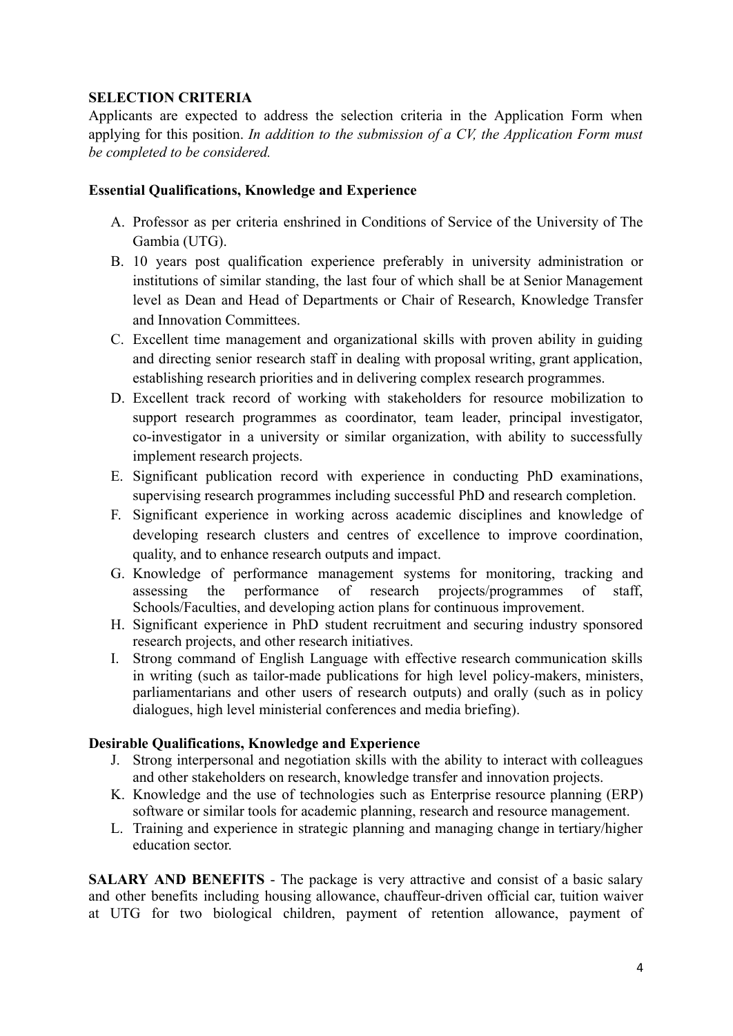**SELECTION CRITERIA**

Applicants are expected to address the selection criteria in the Application Form when applying for this position. *In addition to the submission of a CV, the Application Form must be completed to be considered.*

**Essential Qualifications, Knowledge and Experience**

A. Professor as per criteria enshrined in Conditions of Service of the University of The Gambia (UTG).

B. 10 years post qualification experience preferably in university administration or institutions of similar standing, the last four of which shall be at Senior Management level as Dean and Head of Departments or Chair of Research, Knowledge Transfer and Innovation Committees.

C. Excellent time management and organizational skills with proven ability in guiding and directing senior research staff in dealing with proposal writing, grant application, establishing research priorities and in delivering complex research programmes.

D. Excellent track record of working with stakeholders for resource mobilization to support research programmes as coordinator, team leader, principal investigator, co-investigator in a university or similar organization, with ability to successfully implement research projects.

E. Significant publication record with experience in conducting PhD examinations, supervising research programmes including successful PhD and research completion.

F. Significant experience in working across academic disciplines and knowledge of developing research clusters and centres of excellence to improve coordination, quality, and to enhance research outputs and impact.

G. Knowledge of performance management systems for monitoring, tracking and assessing the performance of research projects/programmes of staff, Schools/Faculties, and developing action plans for continuous improvement.

H. Significant experience in PhD student recruitment and securing industry sponsored research projects, and other research initiatives.

I. Strong command of English Language with effective research communication skills in writing (such as tailor-made publications for high level policy-makers, ministers, parliamentarians and other users of research outputs) and orally (such as in policy dialogues, high level ministerial conferences and media briefing).

**Desirable Qualifications, Knowledge and Experience**

J. Strong interpersonal and negotiation skills with the ability to interact with colleagues and other stakeholders on research, knowledge transfer and innovation projects.

K. Knowledge and the use of technologies such as Enterprise resource planning (ERP) software or similar tools for academic planning, research and resource management.

L. Training and experience in strategic planning and managing change in tertiary/higher education sector.

**SALARY AND BENEFITS** - The package is very attractive and consist of a basic salary and other benefits including housing allowance, chauffeur-driven official car, tuition waiver at UTG for two biological children, payment of retention allowance, payment of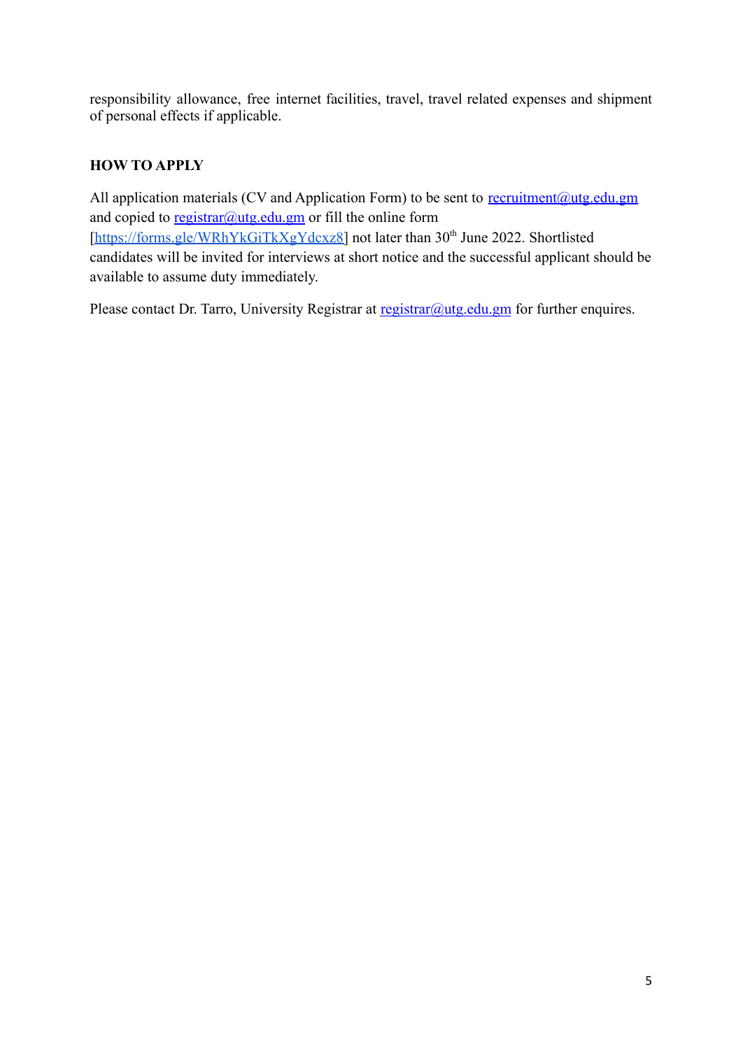responsibility allowance, free internet facilities, travel, travel related expenses and shipment of personal effects if applicable.

**HOW TO APPLY**

All application materials (CV and Application Form) to be sent to recruitment@utg.edu.gm and copied to registrar@utg.edu.gm or fill the online form [https://forms.gle/WRhYkGiTkXgYdcxz8] not later than 30th June 2022. Shortlisted candidates will be invited for interviews at short notice and the successful applicant should be available to assume duty immediately.

Please contact Dr. Tarro, University Registrar at registrar@utg.edu.gm for further enquires.